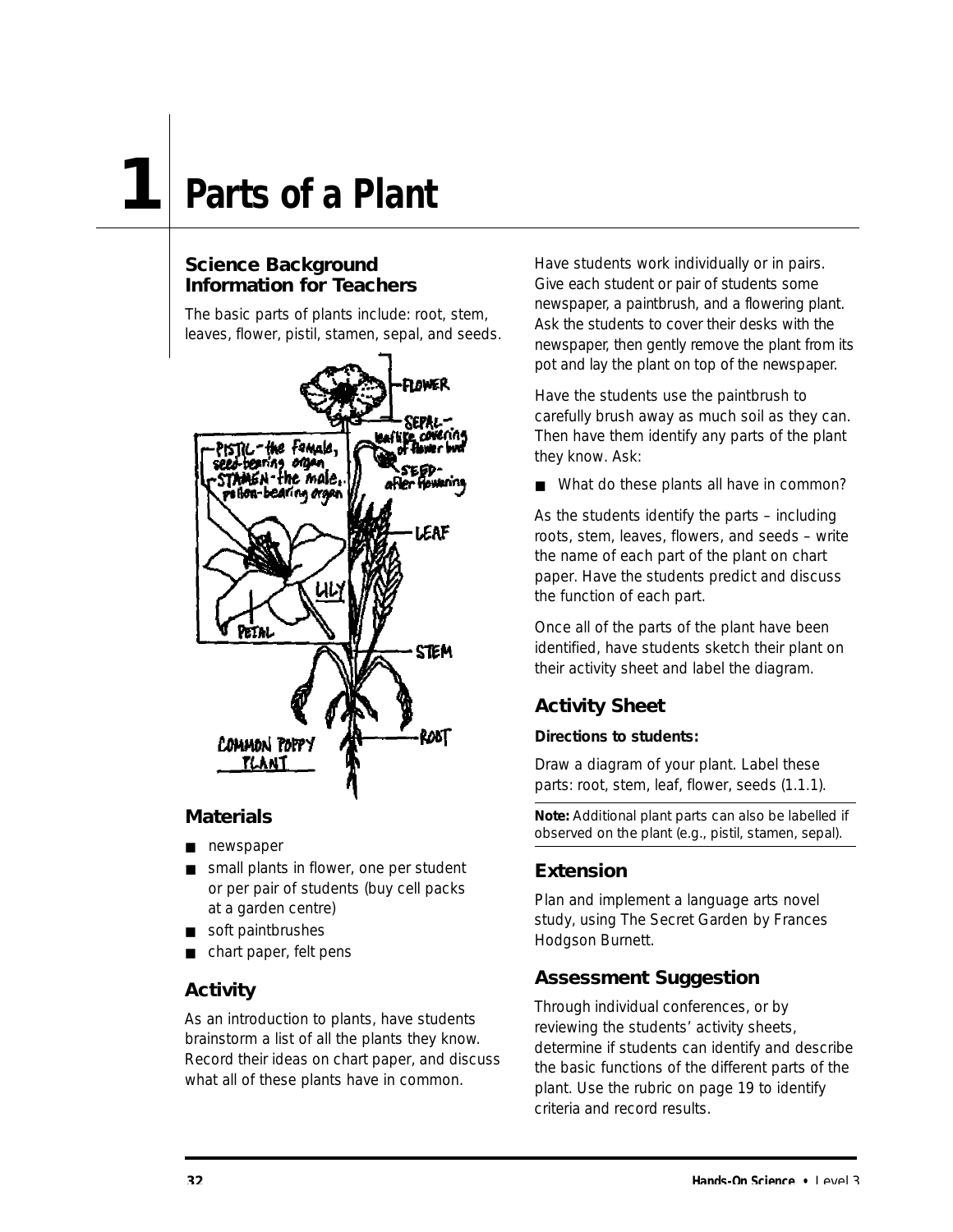# 1 Parts of a Plant

### Science Background Information for Teachers

The basic parts of plants include: root, stem, leaves, flower, pistil, stamen, sepal, and seeds.

### Materials

- newspaper
- small plants in flower, one per student or per pair of students (buy cell packs at a garden centre)
- soft paintbrushes
- chart paper, felt pens

### Activity

As an introduction to plants, have students brainstorm a list of all the plants they know. Record their ideas on chart paper, and discuss what all of these plants have in common.

Have students work individually or in pairs. Give each student or pair of students some newspaper, a paintbrush, and a flowering plant. Ask the students to cover their desks with the newspaper, then gently remove the plant from its pot and lay the plant on top of the newspaper.

Have the students use the paintbrush to carefully brush away as much soil as they can. Then have them identify any parts of the plant they know. Ask:

- What do these plants all have in common?

As the students identify the parts – including roots, stem, leaves, flowers, and seeds – write the name of each part of the plant on chart paper. Have the students predict and discuss the function of each part.

Once all of the parts of the plant have been identified, have students sketch their plant on their activity sheet and label the diagram.

### Activity Sheet

**Directions to students:**

Draw a diagram of your plant. Label these parts: root, stem, leaf, flower, seeds (1.1.1).

**Note:** Additional plant parts can also be labelled if observed on the plant (e.g., pistil, stamen, sepal).

### Extension

Plan and implement a language arts novel study, using The Secret Garden by Frances Hodgson Burnett.

### Assessment Suggestion

Through individual conferences, or by reviewing the students' activity sheets, determine if students can identify and describe the basic functions of the different parts of the plant. Use the rubric on page 19 to identify criteria and record results.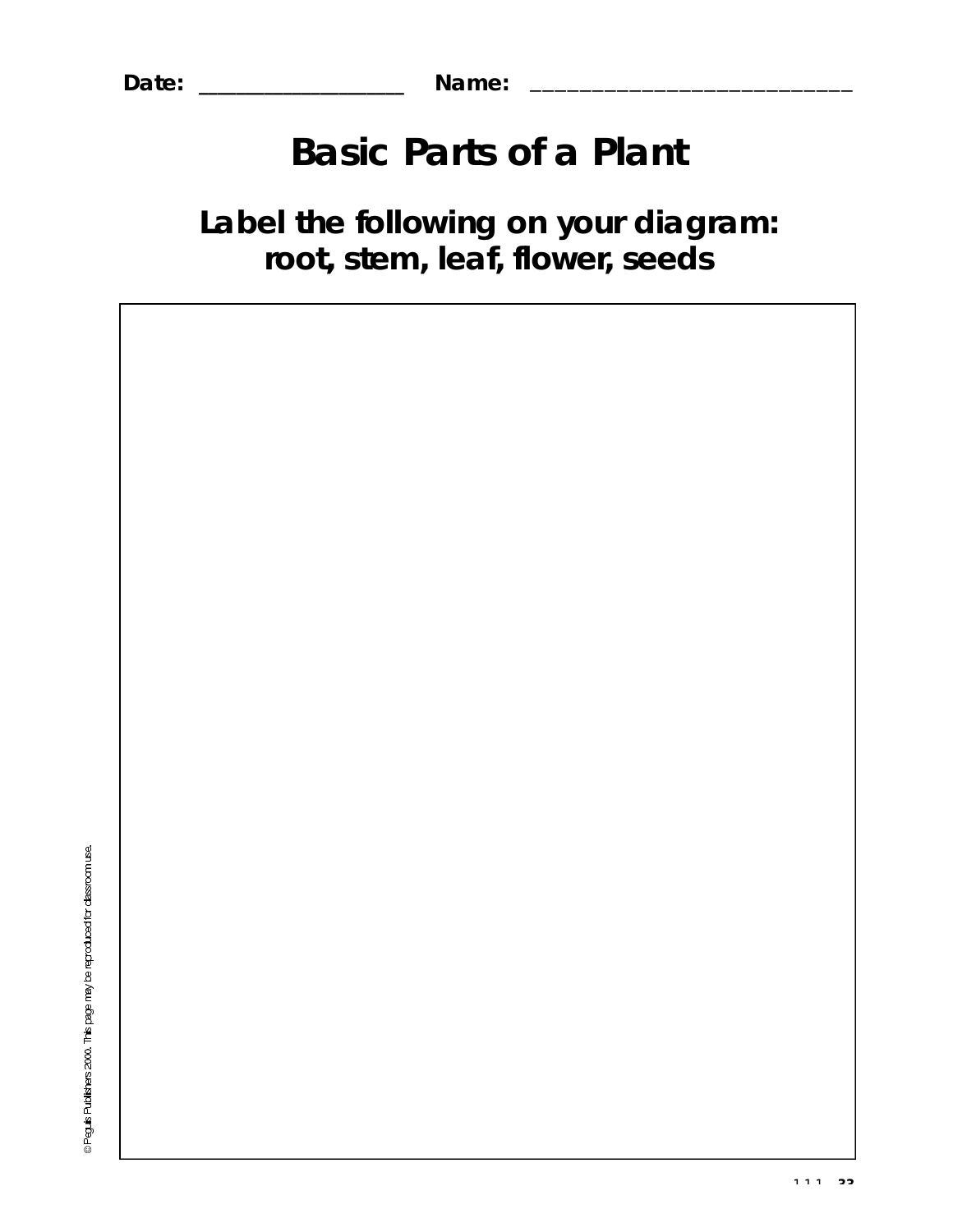Date: ___________________ Name: ______________________________

# Basic Parts of a Plant

## Label the following on your diagram: root, stem, leaf, flower, seeds

© Peguis Publishers 2000. This page may be reproduced for classroom use.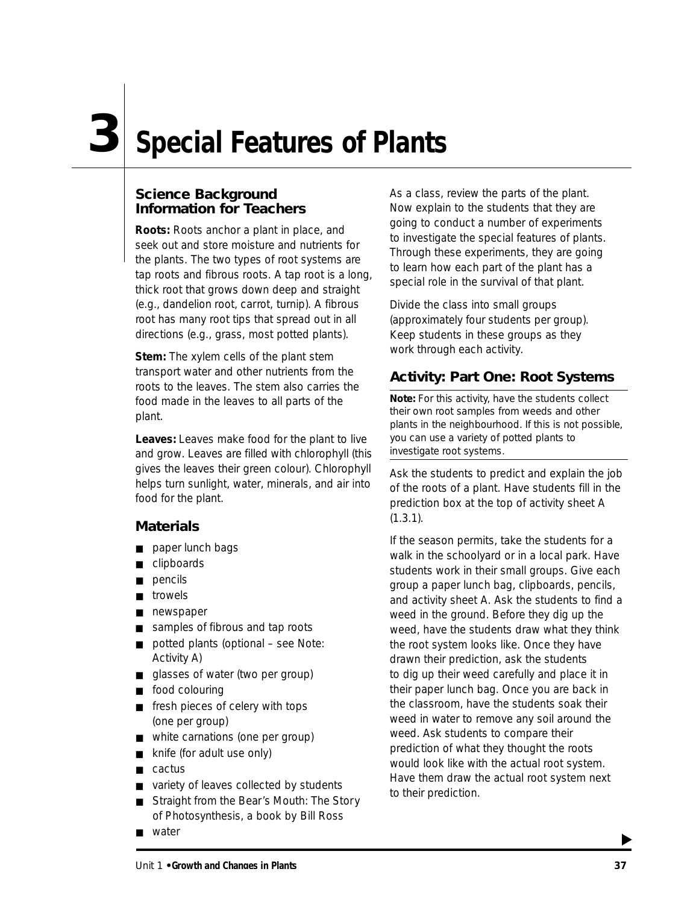# 3 Special Features of Plants

## Science Background Information for Teachers

**Roots:** Roots anchor a plant in place, and seek out and store moisture and nutrients for the plants. The two types of root systems are tap roots and fibrous roots. A tap root is a long, thick root that grows down deep and straight (e.g., dandelion root, carrot, turnip). A fibrous root has many root tips that spread out in all directions (e.g., grass, most potted plants).

**Stem:** The xylem cells of the plant stem transport water and other nutrients from the roots to the leaves. The stem also carries the food made in the leaves to all parts of the plant.

**Leaves:** Leaves make food for the plant to live and grow. Leaves are filled with chlorophyll (this gives the leaves their green colour). Chlorophyll helps turn sunlight, water, minerals, and air into food for the plant.

## Materials

- paper lunch bags
- clipboards
- pencils
- trowels
- newspaper
- samples of fibrous and tap roots
- potted plants (optional – see Note: Activity A)
- glasses of water (two per group)
- food colouring
- fresh pieces of celery with tops (one per group)
- white carnations (one per group)
- knife (for adult use only)
- cactus
- variety of leaves collected by students
- Straight from the Bear's Mouth: The Story of Photosynthesis, a book by Bill Ross
- water

As a class, review the parts of the plant. Now explain to the students that they are going to conduct a number of experiments to investigate the special features of plants. Through these experiments, they are going to learn how each part of the plant has a special role in the survival of that plant.

Divide the class into small groups (approximately four students per group). Keep students in these groups as they work through each activity.

## Activity: Part One: Root Systems

**Note:** For this activity, have the students collect their own root samples from weeds and other plants in the neighbourhood. If this is not possible, you can use a variety of potted plants to investigate root systems.

Ask the students to predict and explain the job of the roots of a plant. Have students fill in the prediction box at the top of activity sheet A (1.3.1).

If the season permits, take the students for a walk in the schoolyard or in a local park. Have students work in their small groups. Give each group a paper lunch bag, clipboards, pencils, and activity sheet A. Ask the students to find a weed in the ground. Before they dig up the weed, have the students draw what they think the root system looks like. Once they have drawn their prediction, ask the students to dig up their weed carefully and place it in their paper lunch bag. Once you are back in the classroom, have the students soak their weed in water to remove any soil around the weed. Ask students to compare their prediction of what they thought the roots would look like with the actual root system. Have them draw the actual root system next to their prediction.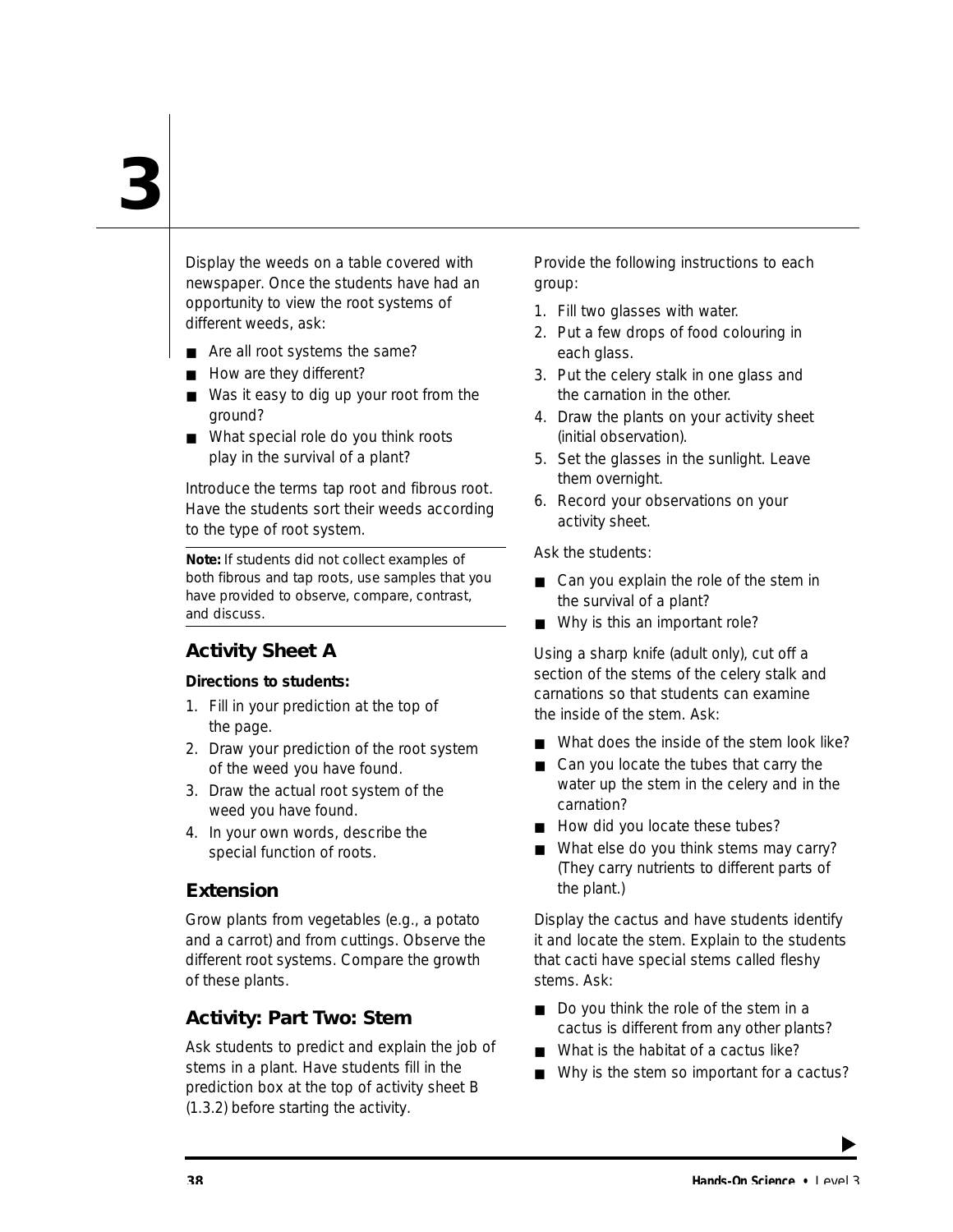# 3

Display the weeds on a table covered with newspaper. Once the students have had an opportunity to view the root systems of different weeds, ask:

- Are all root systems the same?
- How are they different?
- Was it easy to dig up your root from the ground?
- What special role do you think roots play in the survival of a plant?

Introduce the terms tap root and fibrous root. Have the students sort their weeds according to the type of root system.

**Note:** If students did not collect examples of both fibrous and tap roots, use samples that you have provided to observe, compare, contrast, and discuss.

## Activity Sheet A

**Directions to students:**

1. Fill in your prediction at the top of the page.
2. Draw your prediction of the root system of the weed you have found.
3. Draw the actual root system of the weed you have found.
4. In your own words, describe the special function of roots.

## Extension

Grow plants from vegetables (e.g., a potato and a carrot) and from cuttings. Observe the different root systems. Compare the growth of these plants.

## Activity: Part Two: Stem

Ask students to predict and explain the job of stems in a plant. Have students fill in the prediction box at the top of activity sheet B (1.3.2) before starting the activity.

Provide the following instructions to each group:

1. Fill two glasses with water.
2. Put a few drops of food colouring in each glass.
3. Put the celery stalk in one glass and the carnation in the other.
4. Draw the plants on your activity sheet (initial observation).
5. Set the glasses in the sunlight. Leave them overnight.
6. Record your observations on your activity sheet.

Ask the students:

- Can you explain the role of the stem in the survival of a plant?
- Why is this an important role?

Using a sharp knife (adult only), cut off a section of the stems of the celery stalk and carnations so that students can examine the inside of the stem. Ask:

- What does the inside of the stem look like?
- Can you locate the tubes that carry the water up the stem in the celery and in the carnation?
- How did you locate these tubes?
- What else do you think stems may carry? (They carry nutrients to different parts of the plant.)

Display the cactus and have students identify it and locate the stem. Explain to the students that cacti have special stems called fleshy stems. Ask:

- Do you think the role of the stem in a cactus is different from any other plants?
- What is the habitat of a cactus like?
- Why is the stem so important for a cactus?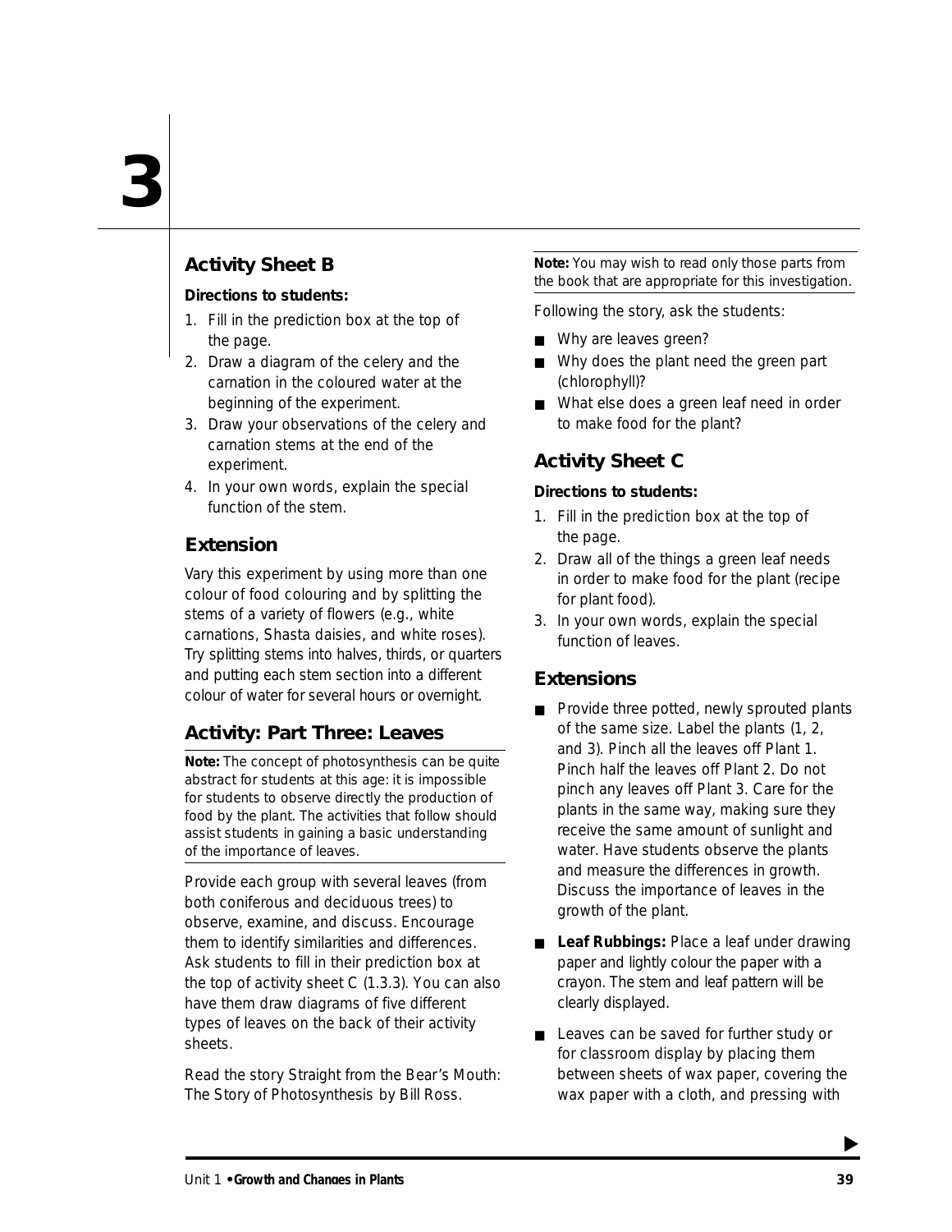## Activity Sheet B

**Directions to students:**

1. Fill in the prediction box at the top of the page.
2. Draw a diagram of the celery and the carnation in the coloured water at the beginning of the experiment.
3. Draw your observations of the celery and carnation stems at the end of the experiment.
4. In your own words, explain the special function of the stem.

## Extension

Vary this experiment by using more than one colour of food colouring and by splitting the stems of a variety of flowers (e.g., white carnations, Shasta daisies, and white roses). Try splitting stems into halves, thirds, or quarters and putting each stem section into a different colour of water for several hours or overnight.

## Activity: Part Three: Leaves

**Note:** The concept of photosynthesis can be quite abstract for students at this age: it is impossible for students to observe directly the production of food by the plant. The activities that follow should assist students in gaining a basic understanding of the importance of leaves.

Provide each group with several leaves (from both coniferous and deciduous trees) to observe, examine, and discuss. Encourage them to identify similarities and differences. Ask students to fill in their prediction box at the top of activity sheet C (1.3.3). You can also have them draw diagrams of five different types of leaves on the back of their activity sheets.

Read the story Straight from the Bear's Mouth: The Story of Photosynthesis by Bill Ross.

**Note:** You may wish to read only those parts from the book that are appropriate for this investigation.

Following the story, ask the students:

- Why are leaves green?
- Why does the plant need the green part (chlorophyll)?
- What else does a green leaf need in order to make food for the plant?

## Activity Sheet C

**Directions to students:**

1. Fill in the prediction box at the top of the page.
2. Draw all of the things a green leaf needs in order to make food for the plant (recipe for plant food).
3. In your own words, explain the special function of leaves.

## Extensions

- Provide three potted, newly sprouted plants of the same size. Label the plants (1, 2, and 3). Pinch all the leaves off Plant 1. Pinch half the leaves off Plant 2. Do not pinch any leaves off Plant 3. Care for the plants in the same way, making sure they receive the same amount of sunlight and water. Have students observe the plants and measure the differences in growth. Discuss the importance of leaves in the growth of the plant.
- **Leaf Rubbings:** Place a leaf under drawing paper and lightly colour the paper with a crayon. The stem and leaf pattern will be clearly displayed.
- Leaves can be saved for further study or for classroom display by placing them between sheets of wax paper, covering the wax paper with a cloth, and pressing with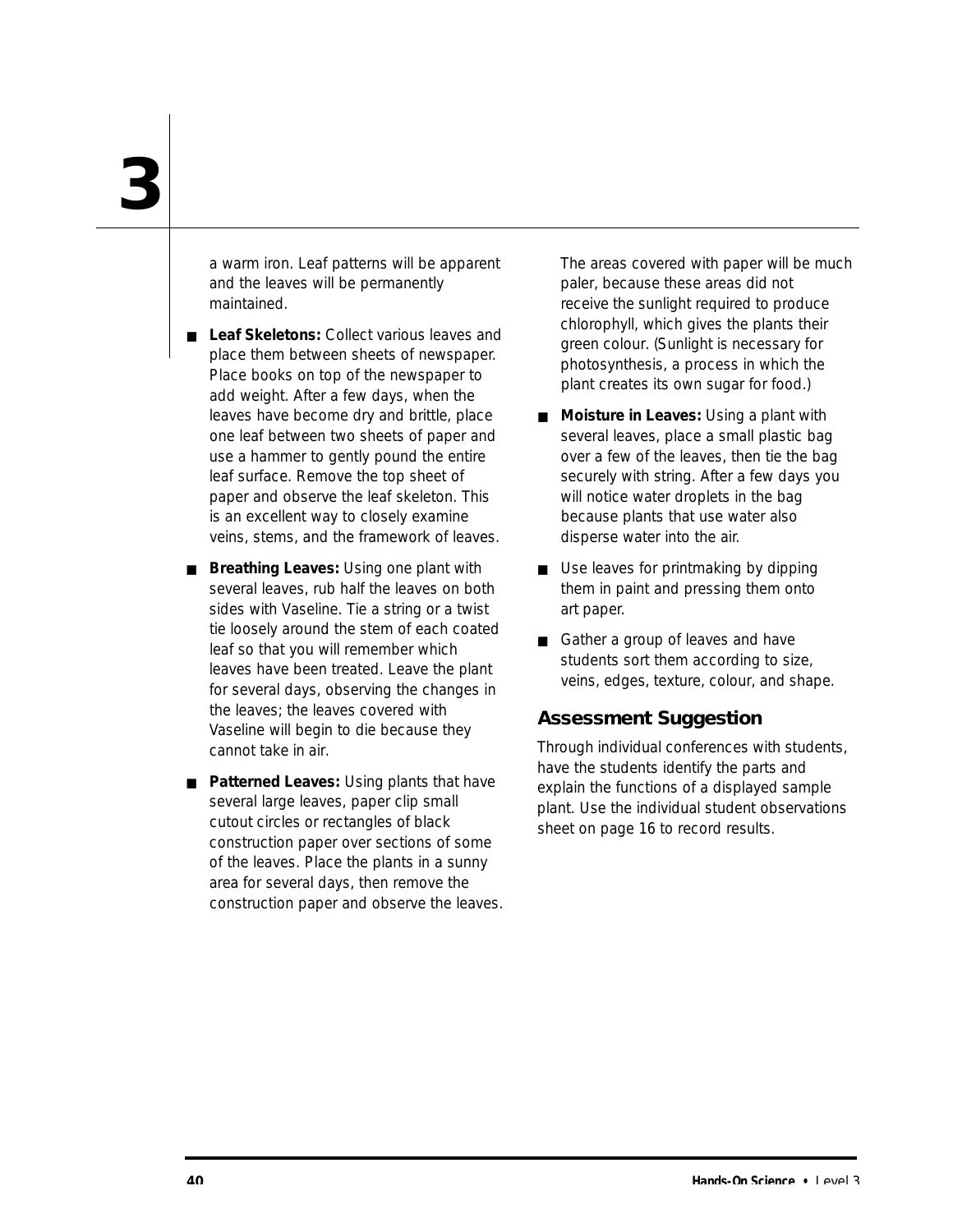a warm iron. Leaf patterns will be apparent and the leaves will be permanently maintained.

- **Leaf Skeletons:** Collect various leaves and place them between sheets of newspaper. Place books on top of the newspaper to add weight. After a few days, when the leaves have become dry and brittle, place one leaf between two sheets of paper and use a hammer to gently pound the entire leaf surface. Remove the top sheet of paper and observe the leaf skeleton. This is an excellent way to closely examine veins, stems, and the framework of leaves.
- **Breathing Leaves:** Using one plant with several leaves, rub half the leaves on both sides with Vaseline. Tie a string or a twist tie loosely around the stem of each coated leaf so that you will remember which leaves have been treated. Leave the plant for several days, observing the changes in the leaves; the leaves covered with Vaseline will begin to die because they cannot take in air.
- **Patterned Leaves:** Using plants that have several large leaves, paper clip small cutout circles or rectangles of black construction paper over sections of some of the leaves. Place the plants in a sunny area for several days, then remove the construction paper and observe the leaves. The areas covered with paper will be much paler, because these areas did not receive the sunlight required to produce chlorophyll, which gives the plants their green colour. (Sunlight is necessary for photosynthesis, a process in which the plant creates its own sugar for food.)
- **Moisture in Leaves:** Using a plant with several leaves, place a small plastic bag over a few of the leaves, then tie the bag securely with string. After a few days you will notice water droplets in the bag because plants that use water also disperse water into the air.
- Use leaves for printmaking by dipping them in paint and pressing them onto art paper.
- Gather a group of leaves and have students sort them according to size, veins, edges, texture, colour, and shape.

## Assessment Suggestion

Through individual conferences with students, have the students identify the parts and explain the functions of a displayed sample plant. Use the individual student observations sheet on page 16 to record results.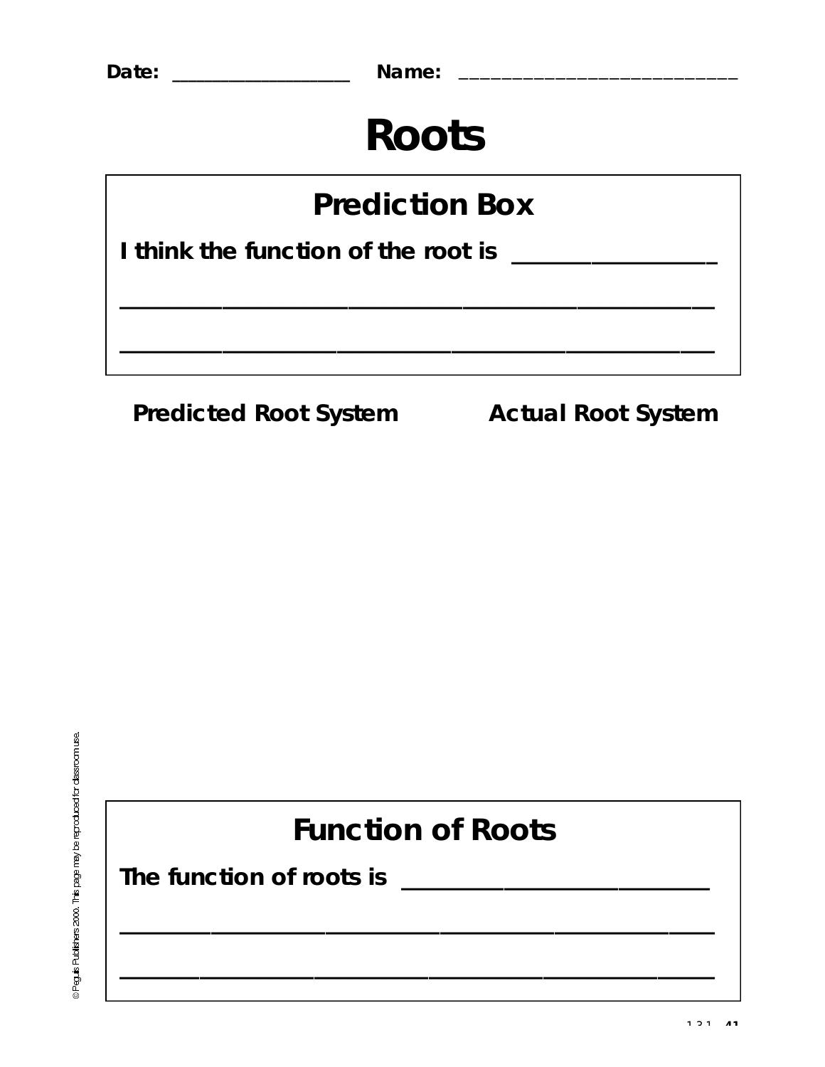Date: ___________________ Name: _____________________________

# Roots

## Prediction Box

I think the function of the root is ________________

_____________________________________________

_____________________________________________

**Predicted Root System** **Actual Root System**

## Function of Roots

The function of roots is ________________________

_____________________________________________

_____________________________________________

© Peguis Publishers 2000. This page may be reproduced for classroom use.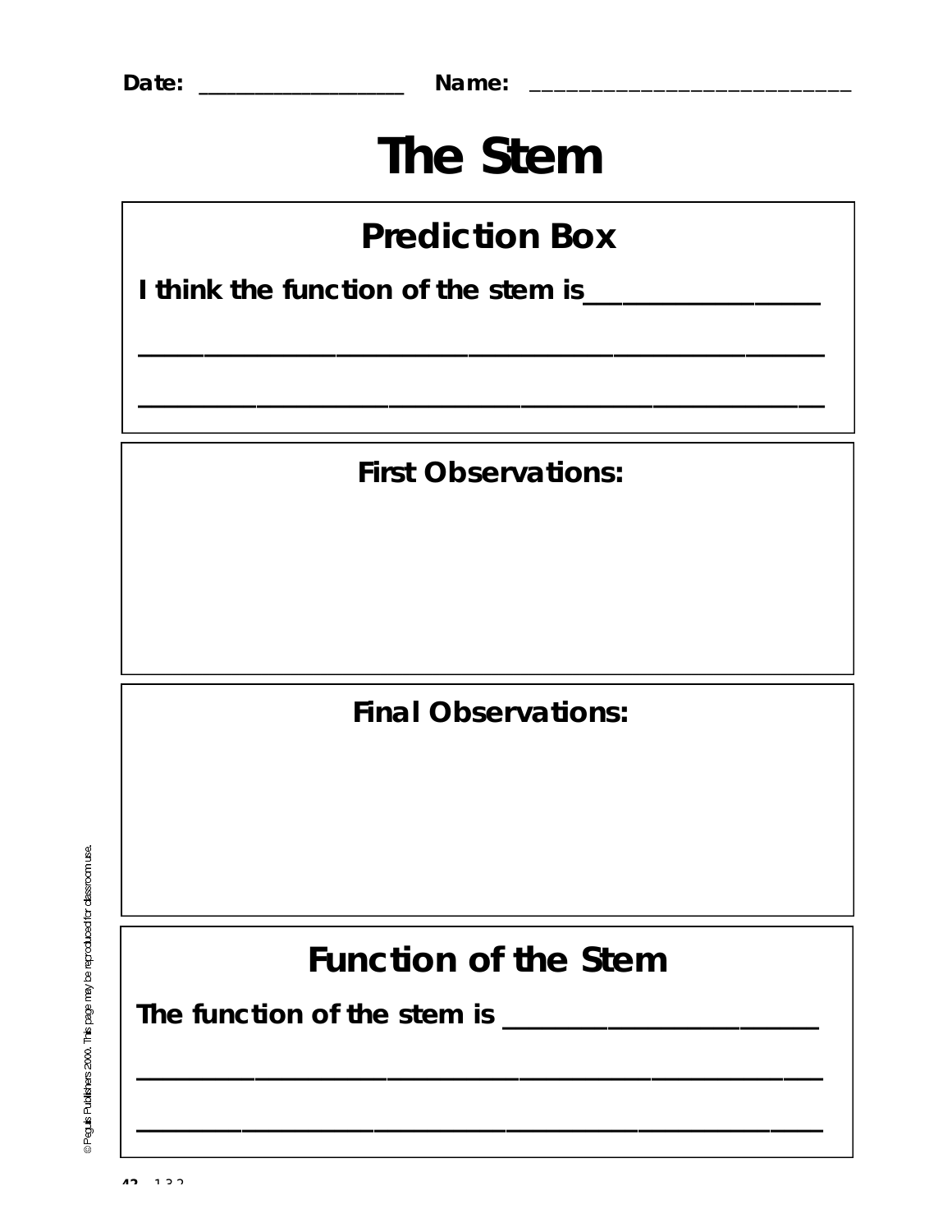Date: ________________ Name: ___________________________

# The Stem

## Prediction Box

I think the function of the stem is________________

_____________________________________________

_____________________________________________

**First Observations:**

**Final Observations:**

## Function of the Stem

The function of the stem is ______________________

_____________________________________________

_____________________________________________

© Peguis Publishers 2000. This page may be reproduced for classroom use.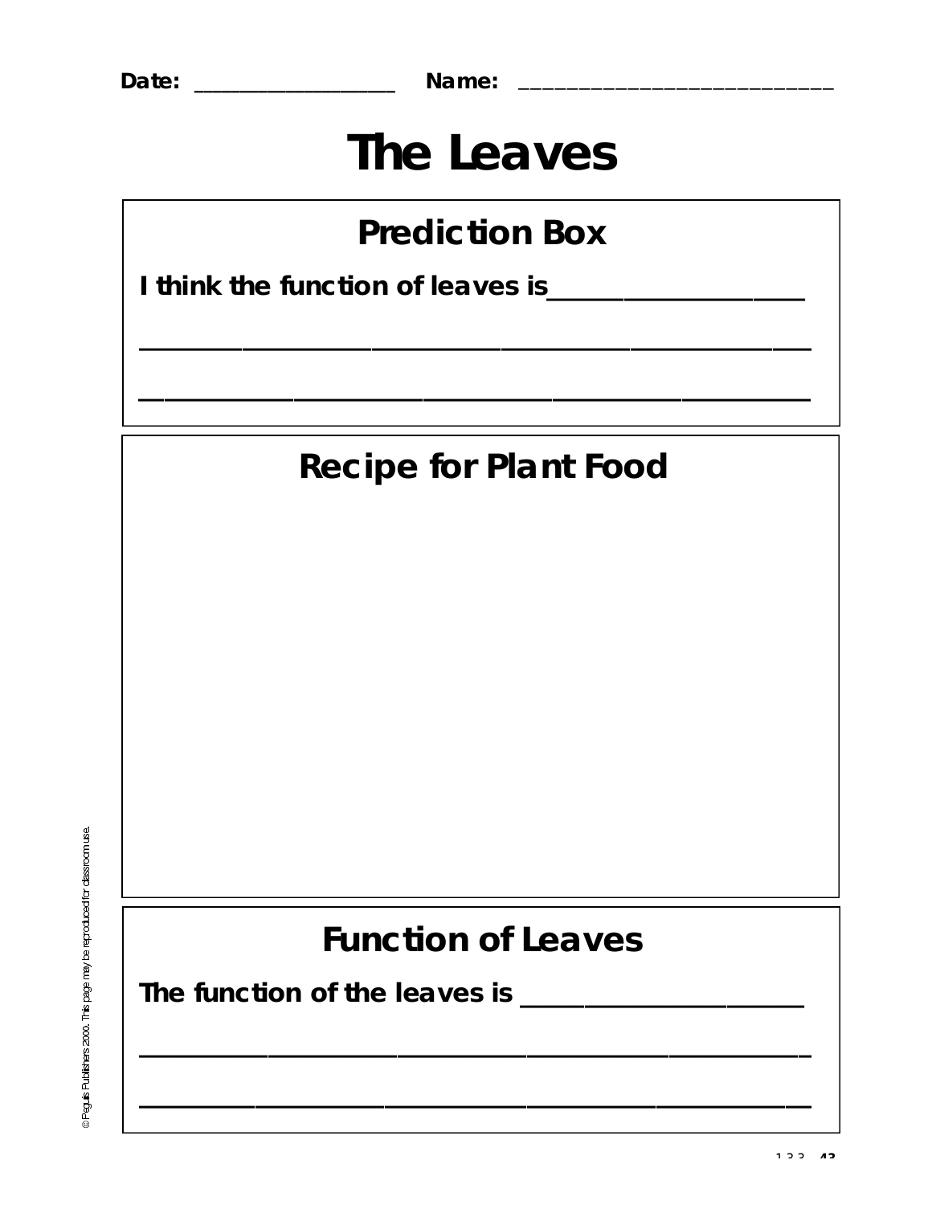Date: ___________________ Name: _____________________________

# The Leaves

## Prediction Box

I think the function of leaves is___________________

_________________________________________________

_________________________________________________

## Recipe for Plant Food

## Function of Leaves

The function of the leaves is _____________________

_________________________________________________

_________________________________________________

© Peguis Publishers 2000. This page may be reproduced for classroom use.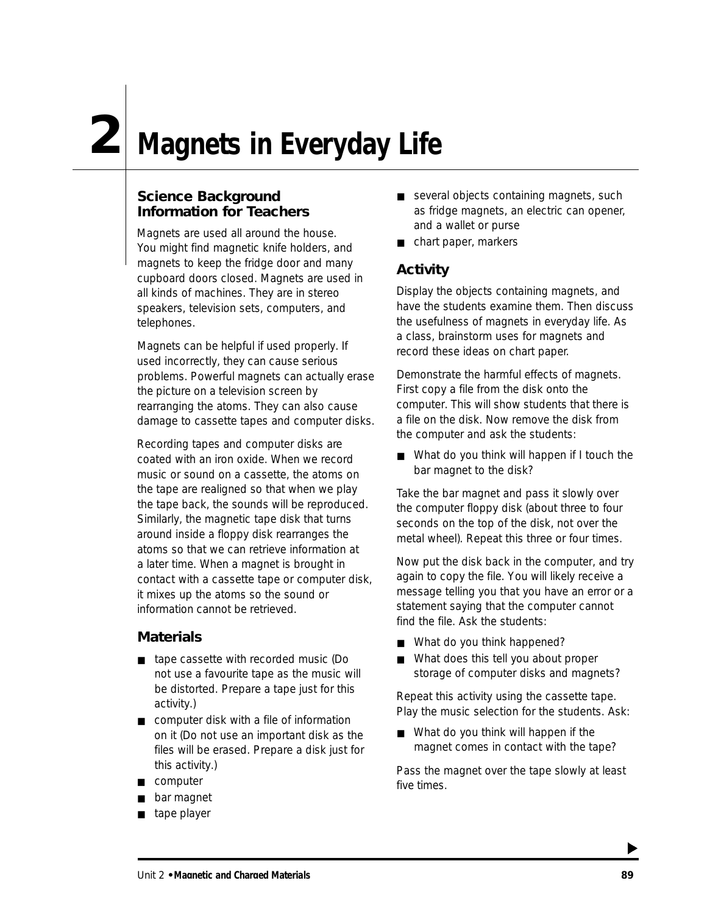# 2 Magnets in Everyday Life

## Science Background Information for Teachers

Magnets are used all around the house. You might find magnetic knife holders, and magnets to keep the fridge door and many cupboard doors closed. Magnets are used in all kinds of machines. They are in stereo speakers, television sets, computers, and telephones.

Magnets can be helpful if used properly. If used incorrectly, they can cause serious problems. Powerful magnets can actually erase the picture on a television screen by rearranging the atoms. They can also cause damage to cassette tapes and computer disks.

Recording tapes and computer disks are coated with an iron oxide. When we record music or sound on a cassette, the atoms on the tape are realigned so that when we play the tape back, the sounds will be reproduced. Similarly, the magnetic tape disk that turns around inside a floppy disk rearranges the atoms so that we can retrieve information at a later time. When a magnet is brought in contact with a cassette tape or computer disk, it mixes up the atoms so the sound or information cannot be retrieved.

## Materials

- tape cassette with recorded music (Do not use a favourite tape as the music will be distorted. Prepare a tape just for this activity.)
- computer disk with a file of information on it (Do not use an important disk as the files will be erased. Prepare a disk just for this activity.)
- computer
- bar magnet
- tape player
- several objects containing magnets, such as fridge magnets, an electric can opener, and a wallet or purse
- chart paper, markers

## Activity

Display the objects containing magnets, and have the students examine them. Then discuss the usefulness of magnets in everyday life. As a class, brainstorm uses for magnets and record these ideas on chart paper.

Demonstrate the harmful effects of magnets. First copy a file from the disk onto the computer. This will show students that there is a file on the disk. Now remove the disk from the computer and ask the students:

- What do you think will happen if I touch the bar magnet to the disk?

Take the bar magnet and pass it slowly over the computer floppy disk (about three to four seconds on the top of the disk, not over the metal wheel). Repeat this three or four times.

Now put the disk back in the computer, and try again to copy the file. You will likely receive a message telling you that you have an error or a statement saying that the computer cannot find the file. Ask the students:

- What do you think happened?
- What does this tell you about proper storage of computer disks and magnets?

Repeat this activity using the cassette tape. Play the music selection for the students. Ask:

- What do you think will happen if the magnet comes in contact with the tape?

Pass the magnet over the tape slowly at least five times.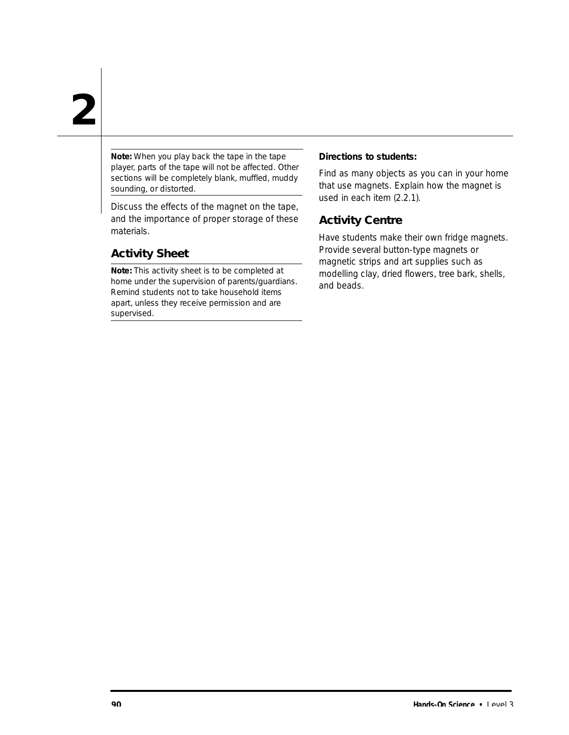**Note:** When you play back the tape in the tape player, parts of the tape will not be affected. Other sections will be completely blank, muffled, muddy sounding, or distorted.

Discuss the effects of the magnet on the tape, and the importance of proper storage of these materials.

## Activity Sheet

**Note:** This activity sheet is to be completed at home under the supervision of parents/guardians. Remind students not to take household items apart, unless they receive permission and are supervised.

**Directions to students:**

Find as many objects as you can in your home that use magnets. Explain how the magnet is used in each item (2.2.1).

## Activity Centre

Have students make their own fridge magnets. Provide several button-type magnets or magnetic strips and art supplies such as modelling clay, dried flowers, tree bark, shells, and beads.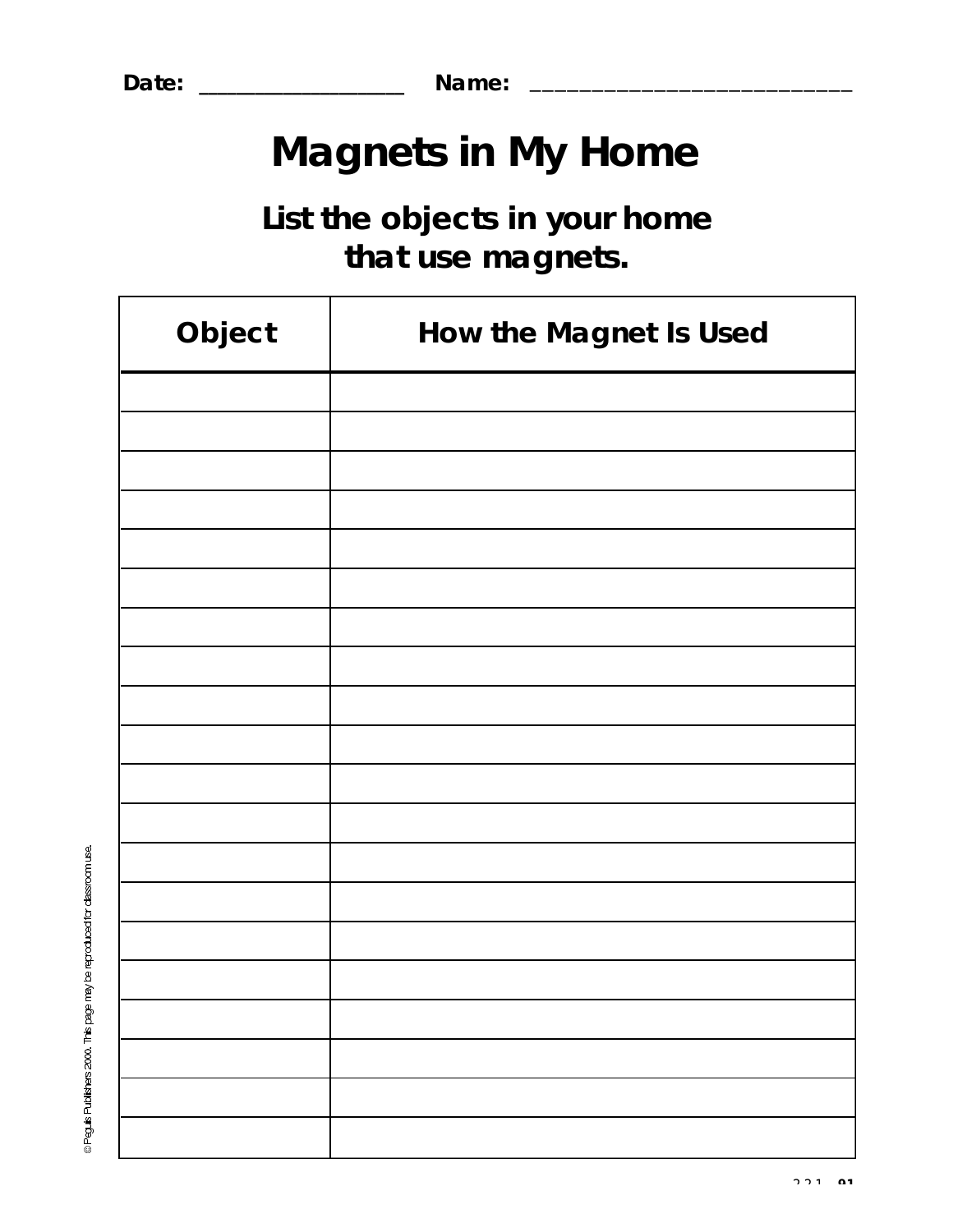Date: ________________ Name: ____________________________

# Magnets in My Home

## List the objects in your home that use magnets.

| Object | How the Magnet Is Used |
| --- | --- |
| | |
| | |
| | |
| | |
| | |
| | |
| | |
| | |
| | |
| | |
| | |
| | |
| | |
| | |
| | |
| | |
| | |
| | |
| | |
| | |

© Peguis Publishers 2000. This page may be reproduced for classroom use.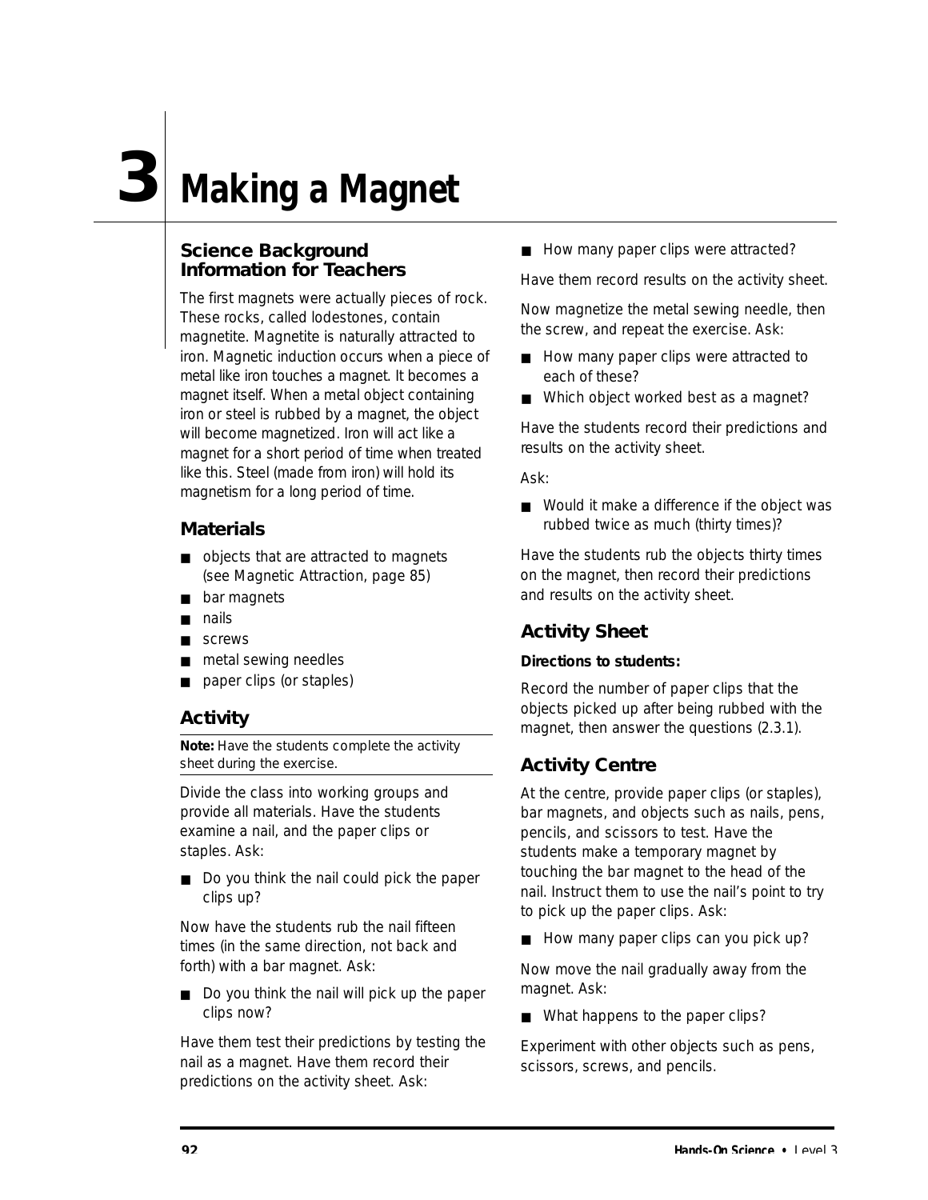# 3 Making a Magnet

## Science Background Information for Teachers

The first magnets were actually pieces of rock. These rocks, called lodestones, contain magnetite. Magnetite is naturally attracted to iron. Magnetic induction occurs when a piece of metal like iron touches a magnet. It becomes a magnet itself. When a metal object containing iron or steel is rubbed by a magnet, the object will become magnetized. Iron will act like a magnet for a short period of time when treated like this. Steel (made from iron) will hold its magnetism for a long period of time.

## Materials

- objects that are attracted to magnets (see Magnetic Attraction, page 85)
- bar magnets
- nails
- screws
- metal sewing needles
- paper clips (or staples)

## Activity

**Note:** Have the students complete the activity sheet during the exercise.

Divide the class into working groups and provide all materials. Have the students examine a nail, and the paper clips or staples. Ask:

- Do you think the nail could pick the paper clips up?

Now have the students rub the nail fifteen times (in the same direction, not back and forth) with a bar magnet. Ask:

- Do you think the nail will pick up the paper clips now?

Have them test their predictions by testing the nail as a magnet. Have them record their predictions on the activity sheet. Ask:

- How many paper clips were attracted?

Have them record results on the activity sheet.

Now magnetize the metal sewing needle, then the screw, and repeat the exercise. Ask:

- How many paper clips were attracted to each of these?
- Which object worked best as a magnet?

Have the students record their predictions and results on the activity sheet.

Ask:

- Would it make a difference if the object was rubbed twice as much (thirty times)?

Have the students rub the objects thirty times on the magnet, then record their predictions and results on the activity sheet.

## Activity Sheet

**Directions to students:**

Record the number of paper clips that the objects picked up after being rubbed with the magnet, then answer the questions (2.3.1).

## Activity Centre

At the centre, provide paper clips (or staples), bar magnets, and objects such as nails, pens, pencils, and scissors to test. Have the students make a temporary magnet by touching the bar magnet to the head of the nail. Instruct them to use the nail's point to try to pick up the paper clips. Ask:

- How many paper clips can you pick up?

Now move the nail gradually away from the magnet. Ask:

- What happens to the paper clips?

Experiment with other objects such as pens, scissors, screws, and pencils.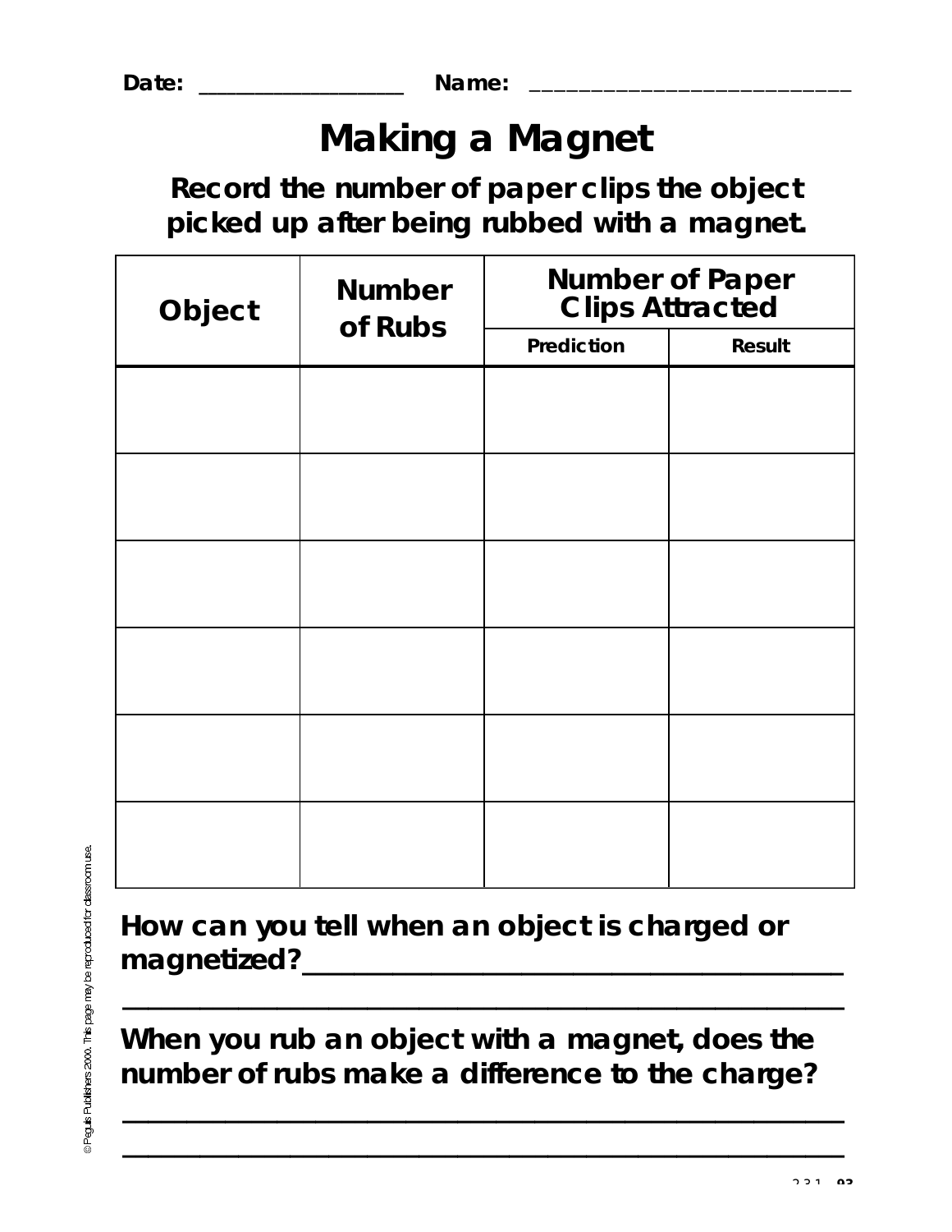Date: ________________ Name: ___________________________

# Making a Magnet

**Record the number of paper clips the object picked up after being rubbed with a magnet.**

| Object | Number of Rubs | Number of Paper Clips Attracted | |
|---|---|---|---|
| | | Prediction | Result |
| | | | |
| | | | |
| | | | |
| | | | |
| | | | |
| | | | |

**How can you tell when an object is charged or magnetized?**______________________________________

_______________________________________________

**When you rub an object with a magnet, does the number of rubs make a difference to the charge?**

_______________________________________________

_______________________________________________

© Peguis Publishers 2000. This page may be reproduced for classroom use.